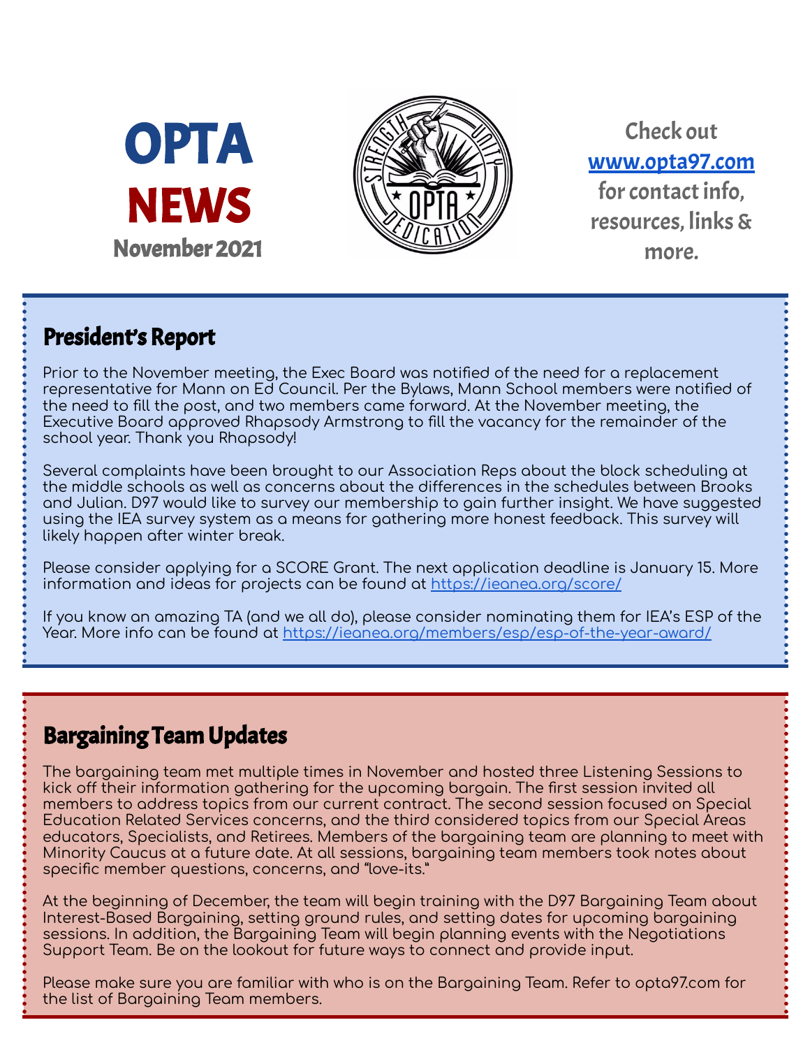# OPTA NEWS

November 2021

Check out [www.opta97.com](http://www.opta97.com) for contact info, resources, links & more.

## President's Report

Prior to the November meeting, the Exec Board was notified of the need for a replacement representative for Mann on Ed Council. Per the Bylaws, Mann School members were notified of the need to fill the post, and two members came forward. At the November meeting, the Executive Board approved Rhapsody Armstrong to fill the vacancy for the remainder of the school year. Thank you Rhapsody!

Several complaints have been brought to our Association Reps about the block scheduling at the middle schools as well as concerns about the differences in the schedules between Brooks and Julian. D97 would like to survey our membership to gain further insight. We have suggested using the IEA survey system as a means for gathering more honest feedback. This survey will likely happen after winter break.

Please consider applying for a SCORE Grant. The next application deadline is January 15. More information and ideas for projects can be found at [https://ieanea.org/score/](https://ieanea.org/score/)

If you know an amazing TA (and we all do), please consider nominating them for IEA's ESP of the Year. More info can be found at [https://ieanea.org/members/esp/esp-of-the-year-award/](https://ieanea.org/members/esp/esp-of-the-year-award/)

## Bargaining Team Updates

The bargaining team met multiple times in November and hosted three Listening Sessions to kick off their information gathering for the upcoming bargain. The first session invited all members to address topics from our current contract. The second session focused on Special Education Related Services concerns, and the third considered topics from our Special Areas educators, Specialists, and Retirees. Members of the bargaining team are planning to meet with Minority Caucus at a future date. At all sessions, bargaining team members took notes about specific member questions, concerns, and "love-its."

At the beginning of December, the team will begin training with the D97 Bargaining Team about Interest-Based Bargaining, setting ground rules, and setting dates for upcoming bargaining sessions. In addition, the Bargaining Team will begin planning events with the Negotiations Support Team. Be on the lookout for future ways to connect and provide input.

Please make sure you are familiar with who is on the Bargaining Team. Refer to opta97.com for the list of Bargaining Team members.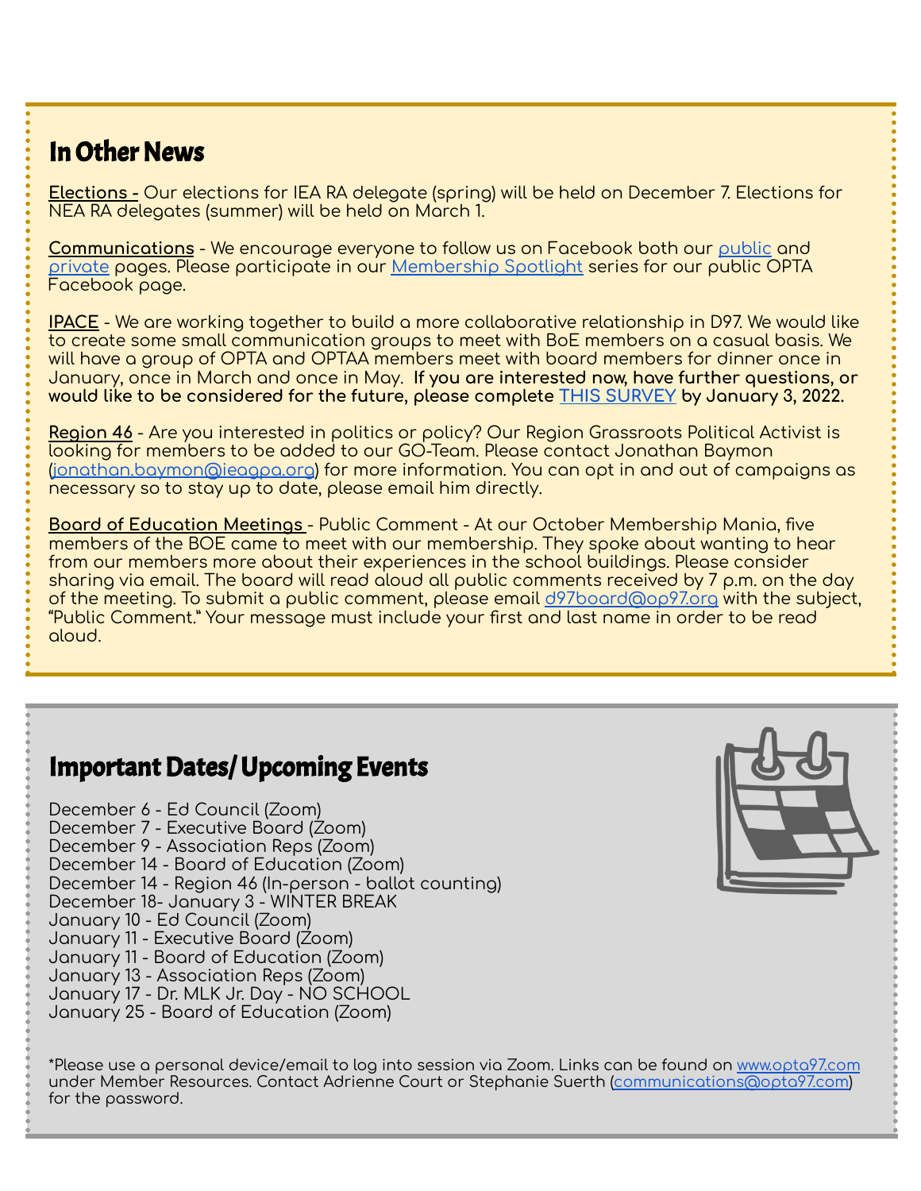## In Other News

**Elections -** Our elections for IEA RA delegate (spring) will be held on December 7. Elections for NEA RA delegates (summer) will be held on March 1.

**Communications** - We encourage everyone to follow us on Facebook both our public and private pages. Please participate in our Membership Spotlight series for our public OPTA Facebook page.

**IPACE** - We are working together to build a more collaborative relationship in D97. We would like to create some small communication groups to meet with BoE members on a casual basis. We will have a group of OPTA and OPTAA members meet with board members for dinner once in January, once in March and once in May. **If you are interested now, have further questions, or would like to be considered for the future, please complete THIS SURVEY by January 3, 2022.**

**Region 46** - Are you interested in politics or policy? Our Region Grassroots Political Activist is looking for members to be added to our GO-Team. Please contact Jonathan Baymon (jonathan.baymon@ieagpa.org) for more information. You can opt in and out of campaigns as necessary so to stay up to date, please email him directly.

**Board of Education Meetings** - Public Comment - At our October Membership Mania, five members of the BOE came to meet with our membership. They spoke about wanting to hear from our members more about their experiences in the school buildings. Please consider sharing via email. The board will read aloud all public comments received by 7 p.m. on the day of the meeting. To submit a public comment, please email d97board@op97.org with the subject, "Public Comment." Your message must include your first and last name in order to be read aloud.

## Important Dates/ Upcoming Events

December 6 - Ed Council (Zoom)
December 7 - Executive Board (Zoom)
December 9 - Association Reps (Zoom)
December 14 - Board of Education (Zoom)
December 14 - Region 46 (In-person - ballot counting)
December 18- January 3 - WINTER BREAK
January 10 - Ed Council (Zoom)
January 11 - Executive Board (Zoom)
January 11 - Board of Education (Zoom)
January 13 - Association Reps (Zoom)
January 17 - Dr. MLK Jr. Day - NO SCHOOL
January 25 - Board of Education (Zoom)

*Please use a personal device/email to log into session via Zoom. Links can be found on www.opta97.com under Member Resources. Contact Adrienne Court or Stephanie Suerth (communications@opta97.com) for the password.